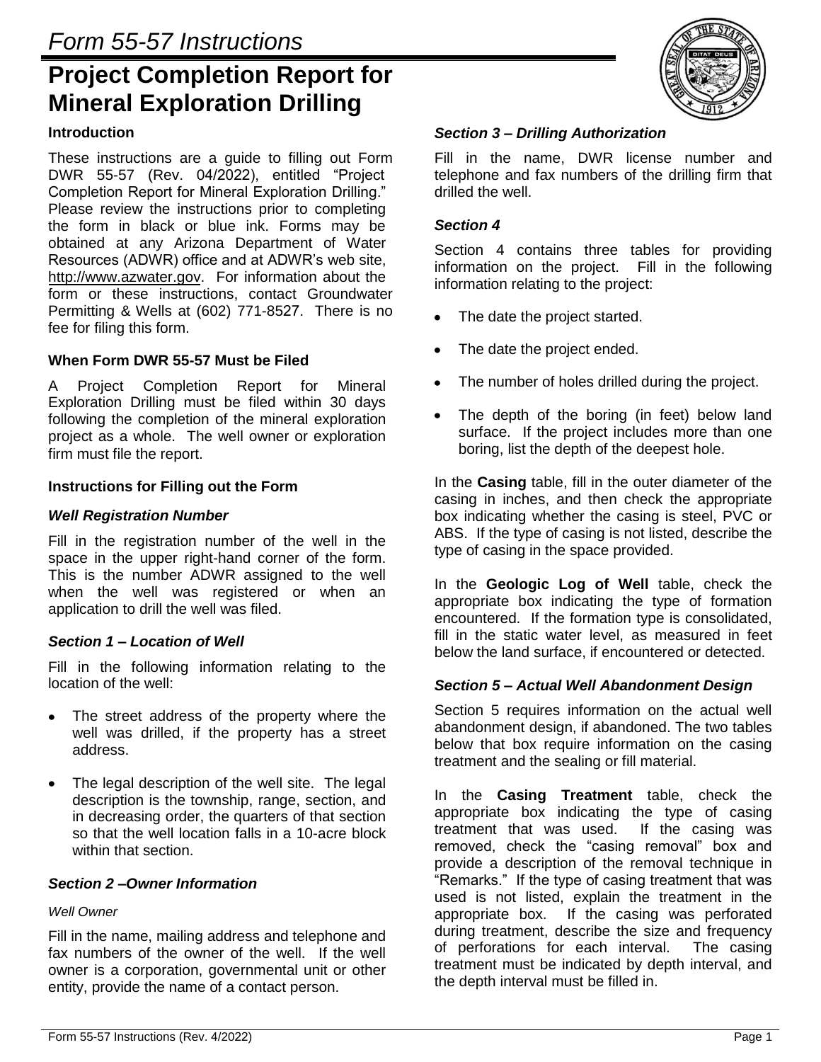# *Form 55-57 Instructions*

# Project Completion Report for Mineral Exploration Drilling

## Introduction

These instructions are a guide to filling out Form DWR 55-57 (Rev. 04/2022), entitled "Project Completion Report for Mineral Exploration Drilling." Please review the instructions prior to completing the form in black or blue ink. Forms may be obtained at any Arizona Department of Water Resources (ADWR) office and at ADWR's web site, http://www.azwater.gov. For information about the form or these instructions, contact Groundwater Permitting & Wells at (602) 771-8527. There is no fee for filing this form.

## When Form DWR 55-57 Must be Filed

A Project Completion Report for Mineral Exploration Drilling must be filed within 30 days following the completion of the mineral exploration project as a whole. The well owner or exploration firm must file the report.

## Instructions for Filling out the Form

### *Well Registration Number*

Fill in the registration number of the well in the space in the upper right-hand corner of the form. This is the number ADWR assigned to the well when the well was registered or when an application to drill the well was filed.

### *Section 1 – Location of Well*

Fill in the following information relating to the location of the well:

- The street address of the property where the well was drilled, if the property has a street address.
- The legal description of the well site. The legal description is the township, range, section, and in decreasing order, the quarters of that section so that the well location falls in a 10-acre block within that section.

### *Section 2 –Owner Information*

*Well Owner*

Fill in the name, mailing address and telephone and fax numbers of the owner of the well. If the well owner is a corporation, governmental unit or other entity, provide the name of a contact person.

### *Section 3 – Drilling Authorization*

Fill in the name, DWR license number and telephone and fax numbers of the drilling firm that drilled the well.

### *Section 4*

Section 4 contains three tables for providing information on the project. Fill in the following information relating to the project:

- The date the project started.
- The date the project ended.
- The number of holes drilled during the project.
- The depth of the boring (in feet) below land surface. If the project includes more than one boring, list the depth of the deepest hole.

In the **Casing** table, fill in the outer diameter of the casing in inches, and then check the appropriate box indicating whether the casing is steel, PVC or ABS. If the type of casing is not listed, describe the type of casing in the space provided.

In the **Geologic Log of Well** table, check the appropriate box indicating the type of formation encountered. If the formation type is consolidated, fill in the static water level, as measured in feet below the land surface, if encountered or detected.

### *Section 5 – Actual Well Abandonment Design*

Section 5 requires information on the actual well abandonment design, if abandoned. The two tables below that box require information on the casing treatment and the sealing or fill material.

In the **Casing Treatment** table, check the appropriate box indicating the type of casing treatment that was used. If the casing was removed, check the "casing removal" box and provide a description of the removal technique in "Remarks." If the type of casing treatment that was used is not listed, explain the treatment in the appropriate box. If the casing was perforated during treatment, describe the size and frequency of perforations for each interval. The casing treatment must be indicated by depth interval, and the depth interval must be filled in.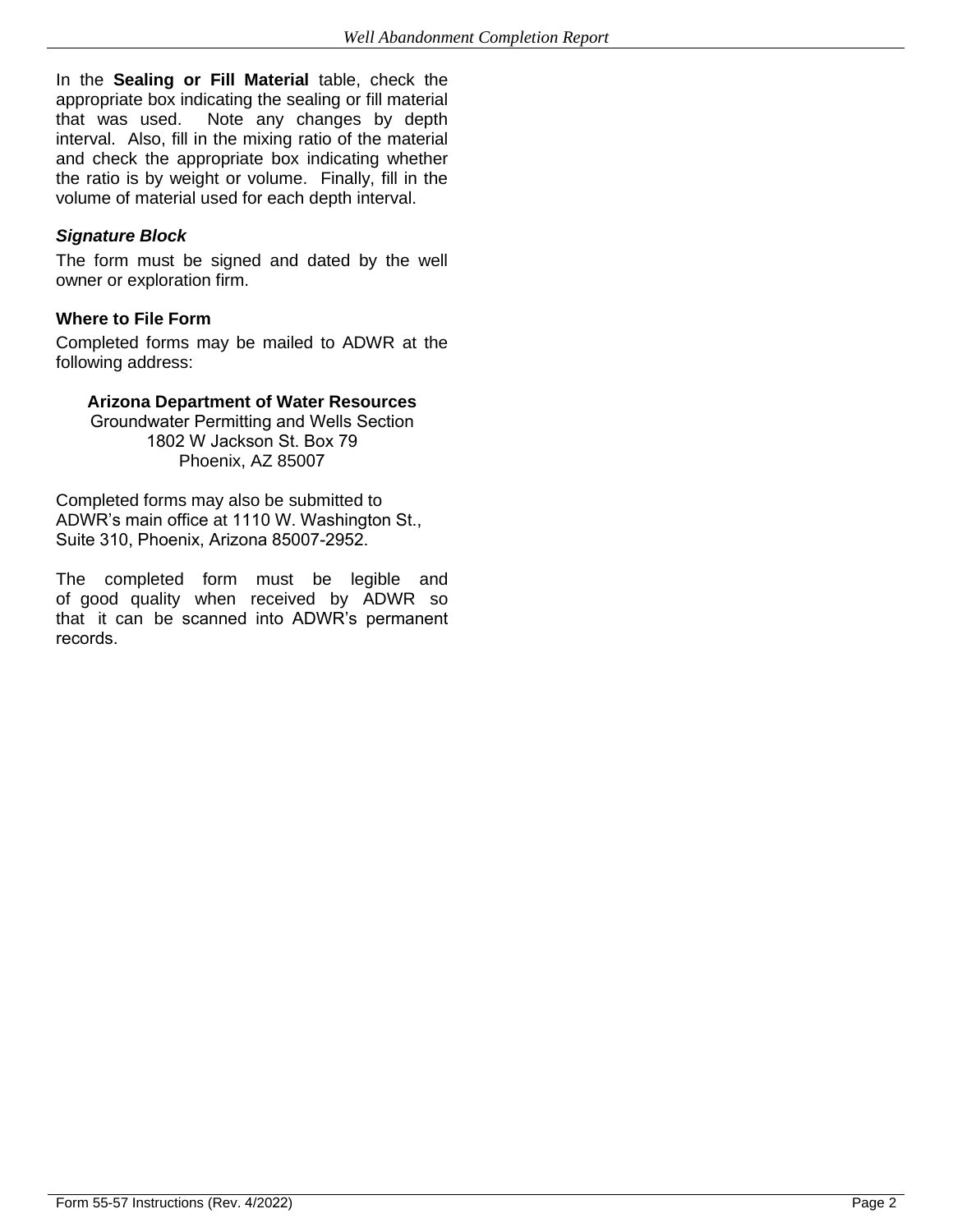In the **Sealing or Fill Material** table, check the appropriate box indicating the sealing or fill material that was used. Note any changes by depth interval. Also, fill in the mixing ratio of the material and check the appropriate box indicating whether the ratio is by weight or volume. Finally, fill in the volume of material used for each depth interval.

### *Signature Block*

The form must be signed and dated by the well owner or exploration firm.

### Where to File Form

Completed forms may be mailed to ADWR at the following address:

**Arizona Department of Water Resources**
Groundwater Permitting and Wells Section
1802 W Jackson St. Box 79
Phoenix, AZ 85007

Completed forms may also be submitted to ADWR's main office at 1110 W. Washington St., Suite 310, Phoenix, Arizona 85007-2952.

The completed form must be legible and of good quality when received by ADWR so that it can be scanned into ADWR's permanent records.